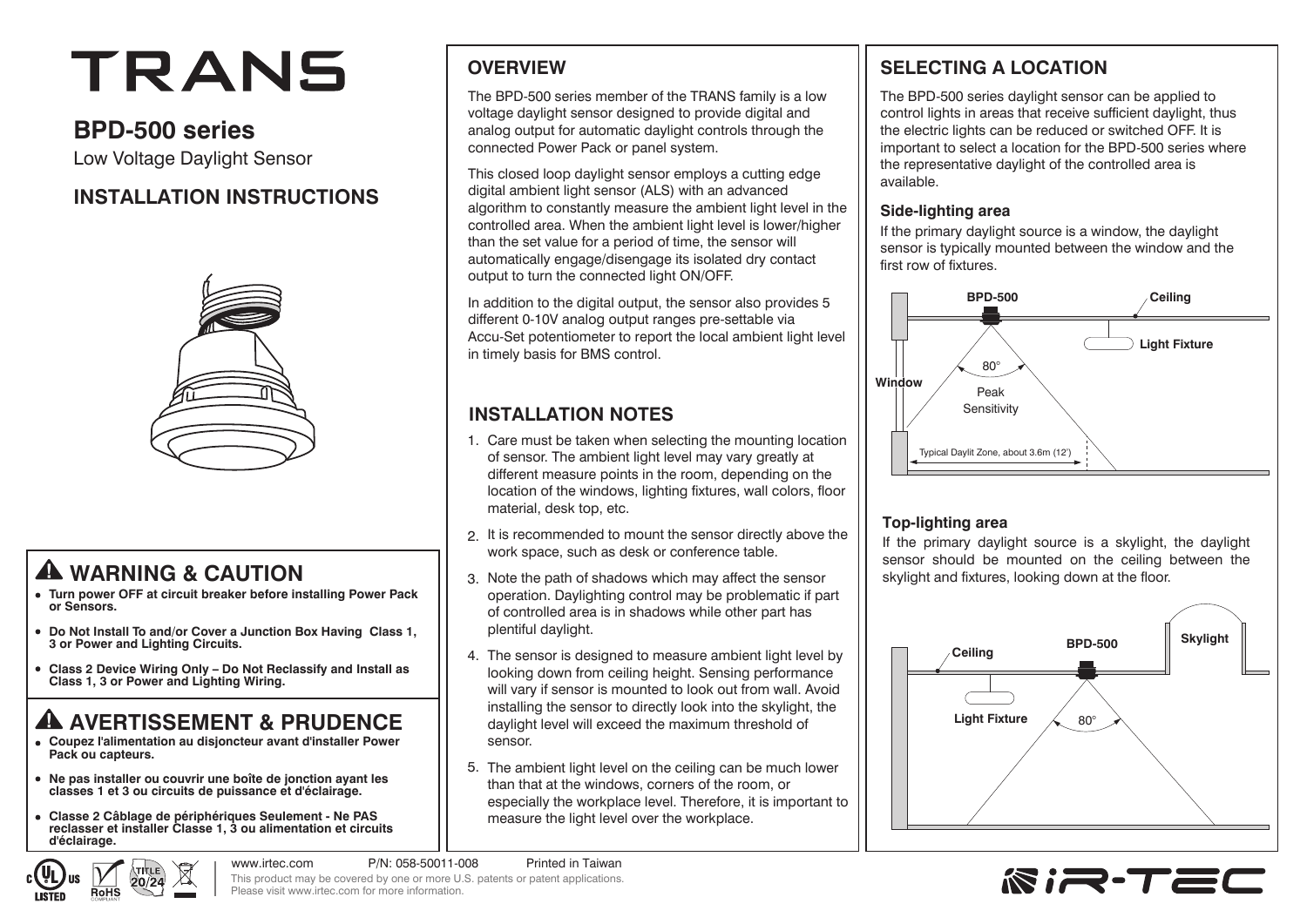# TRANS

## BPD-500 series

Low Voltage Daylight Sensor

## INSTALLATION INSTRUCTIONS

## ⚠ WARNING & CAUTION

- **Turn power OFF at circuit breaker before installing Power Pack or Sensors.**
- **Do Not Install To and/or Cover a Junction Box Having Class 1, 3 or Power and Lighting Circuits.**
- **Class 2 Device Wiring Only – Do Not Reclassify and Install as Class 1, 3 or Power and Lighting Wiring.**

## ⚠ AVERTISSEMENT & PRUDENCE

- **Coupez l'alimentation au disjoncteur avant d'installer Power Pack ou capteurs.**
- **Ne pas installer ou couvrir une boîte de jonction ayant les classes 1 et 3 ou circuits de puissance et d'éclairage.**
- **Classe 2 Câblage de périphériques Seulement - Ne PAS reclasser et installer Classe 1, 3 ou alimentation et circuits d'éclairage.**

## OVERVIEW

The BPD-500 series member of the TRANS family is a low voltage daylight sensor designed to provide digital and analog output for automatic daylight controls through the connected Power Pack or panel system.

This closed loop daylight sensor employs a cutting edge digital ambient light sensor (ALS) with an advanced algorithm to constantly measure the ambient light level in the controlled area. When the ambient light level is lower/higher than the set value for a period of time, the sensor will automatically engage/disengage its isolated dry contact output to turn the connected light ON/OFF.

In addition to the digital output, the sensor also provides 5 different 0-10V analog output ranges pre-settable via Accu-Set potentiometer to report the local ambient light level in timely basis for BMS control.

## INSTALLATION NOTES

1. Care must be taken when selecting the mounting location of sensor. The ambient light level may vary greatly at different measure points in the room, depending on the location of the windows, lighting fixtures, wall colors, floor material, desk top, etc.
2. It is recommended to mount the sensor directly above the work space, such as desk or conference table.
3. Note the path of shadows which may affect the sensor operation. Daylighting control may be problematic if part of controlled area is in shadows while other part has plentiful daylight.
4. The sensor is designed to measure ambient light level by looking down from ceiling height. Sensing performance will vary if sensor is mounted to look out from wall. Avoid installing the sensor to directly look into the skylight, the daylight level will exceed the maximum threshold of sensor.
5. The ambient light level on the ceiling can be much lower than that at the windows, corners of the room, or especially the workplace level. Therefore, it is important to measure the light level over the workplace.

## SELECTING A LOCATION

The BPD-500 series daylight sensor can be applied to control lights in areas that receive sufficient daylight, thus the electric lights can be reduced or switched OFF. It is important to select a location for the BPD-500 series where the representative daylight of the controlled area is available.

### Side-lighting area

If the primary daylight source is a window, the daylight sensor is typically mounted between the window and the first row of fixtures.

BPD-500 | Ceiling | Light Fixture | Window | 80° | Peak Sensitivity | Typical Daylit Zone, about 3.6m (12')

### Top-lighting area

If the primary daylight source is a skylight, the daylight sensor should be mounted on the ceiling between the skylight and fixtures, looking down at the floor.

Ceiling | BPD-500 | Skylight | Light Fixture | 80°

www.irtec.com P/N: 058-50011-008 Printed in Taiwan

This product may be covered by one or more U.S. patents or patent applications. Please visit www.irtec.com for more information.

iR-TEC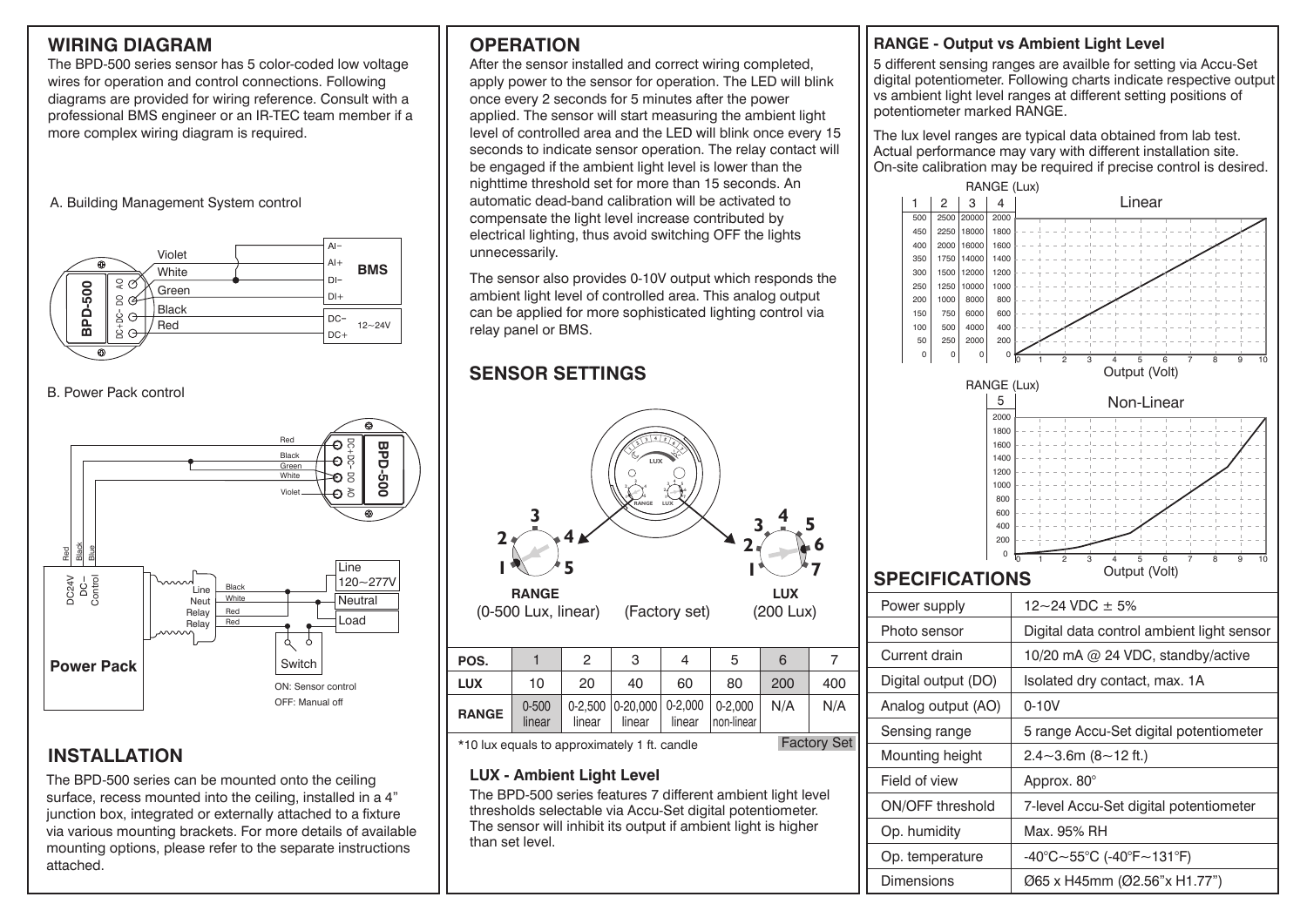## WIRING DIAGRAM

The BPD-500 series sensor has 5 color-coded low voltage wires for operation and control connections. Following diagrams are provided for wiring reference. Consult with a professional BMS engineer or an IR-TEC team member if a more complex wiring diagram is required.

A. Building Management System control

BPD-500
DC+ DC- DO AO
Violet
White
Green
Black
Red
AI−
AI+
DI−
DI+
BMS
DC−
DC+
12~24V

B. Power Pack control

BPD-500
DC+ DC- DO AO
Red
Black
Green
White
Violet
Red
Black
Blue
DC24V
DC−
Control
Power Pack
Line
Neut
Relay
Relay
Black
White
Red
Red
Line 120~277V
Neutral
Load
Switch
ON: Sensor control
OFF: Manual off

## INSTALLATION

The BPD-500 series can be mounted onto the ceiling surface, recess mounted into the ceiling, installed in a 4" junction box, integrated or externally attached to a fixture via various mounting brackets. For more details of available mounting options, please refer to the separate instructions attached.

## OPERATION

After the sensor installed and correct wiring completed, apply power to the sensor for operation. The LED will blink once every 2 seconds for 5 minutes after the power applied. The sensor will start measuring the ambient light level of controlled area and the LED will blink once every 15 seconds to indicate sensor operation. The relay contact will be engaged if the ambient light level is lower than the nighttime threshold set for more than 15 seconds. An automatic dead-band calibration will be activated to compensate the light level increase contributed by electrical lighting, thus avoid switching OFF the lights unnecessarily.

The sensor also provides 0-10V output which responds the ambient light level of controlled area. This analog output can be applied for more sophisticated lighting control via relay panel or BMS.

## SENSOR SETTINGS

RANGE
(0-500 Lux, linear)

(Factory set)

LUX
(200 Lux)

| POS. | 1 | 2 | 3 | 4 | 5 | 6 | 7 |
|---|---|---|---|---|---|---|---|
| LUX | 10 | 20 | 40 | 60 | 80 | 200 | 400 |
| RANGE | 0-500 linear | 0-2,500 linear | 0-20,000 linear | 0-2,000 linear | 0-2,000 non-linear | N/A | N/A |

*10 lux equals to approximately 1 ft. candle

Factory Set

### LUX - Ambient Light Level

The BPD-500 series features 7 different ambient light level thresholds selectable via Accu-Set digital potentiometer. The sensor will inhibit its output if ambient light is higher than set level.

### RANGE - Output vs Ambient Light Level

5 different sensing ranges are availble for setting via Accu-Set digital potentiometer. Following charts indicate respective output vs ambient light level ranges at different setting positions of potentiometer marked RANGE.

The lux level ranges are typical data obtained from lab test. Actual performance may vary with different installation site. On-site calibration may be required if precise control is desired.

RANGE (Lux)
1 | 2 | 3 | 4
500 2500 20000 2000
450 2250 18000 1800
400 2000 16000 1600
350 1750 14000 1400
300 1500 12000 1200
250 1250 10000 1000
200 1000 8000 800
150 750 6000 600
100 500 4000 400
50 250 2000 200
0 0 0 0
Linear
0 1 2 3 4 5 6 7 8 9 10
Output (Volt)

RANGE (Lux)
5
2000 1800 1600 1400 1200 1000 800 600 400 200 0
Non-Linear
0 1 2 3 4 5 6 7 8 9 10
Output (Volt)

## SPECIFICATIONS

| | |
|---|---|
| Power supply | 12~24 VDC ± 5% |
| Photo sensor | Digital data control ambient light sensor |
| Current drain | 10/20 mA @ 24 VDC, standby/active |
| Digital output (DO) | Isolated dry contact, max. 1A |
| Analog output (AO) | 0-10V |
| Sensing range | 5 range Accu-Set digital potentiometer |
| Mounting height | 2.4~3.6m (8~12 ft.) |
| Field of view | Approx. 80° |
| ON/OFF threshold | 7-level Accu-Set digital potentiometer |
| Op. humidity | Max. 95% RH |
| Op. temperature | -40°C~55°C (-40°F~131°F) |
| Dimensions | Ø65 x H45mm (Ø2.56"x H1.77") |